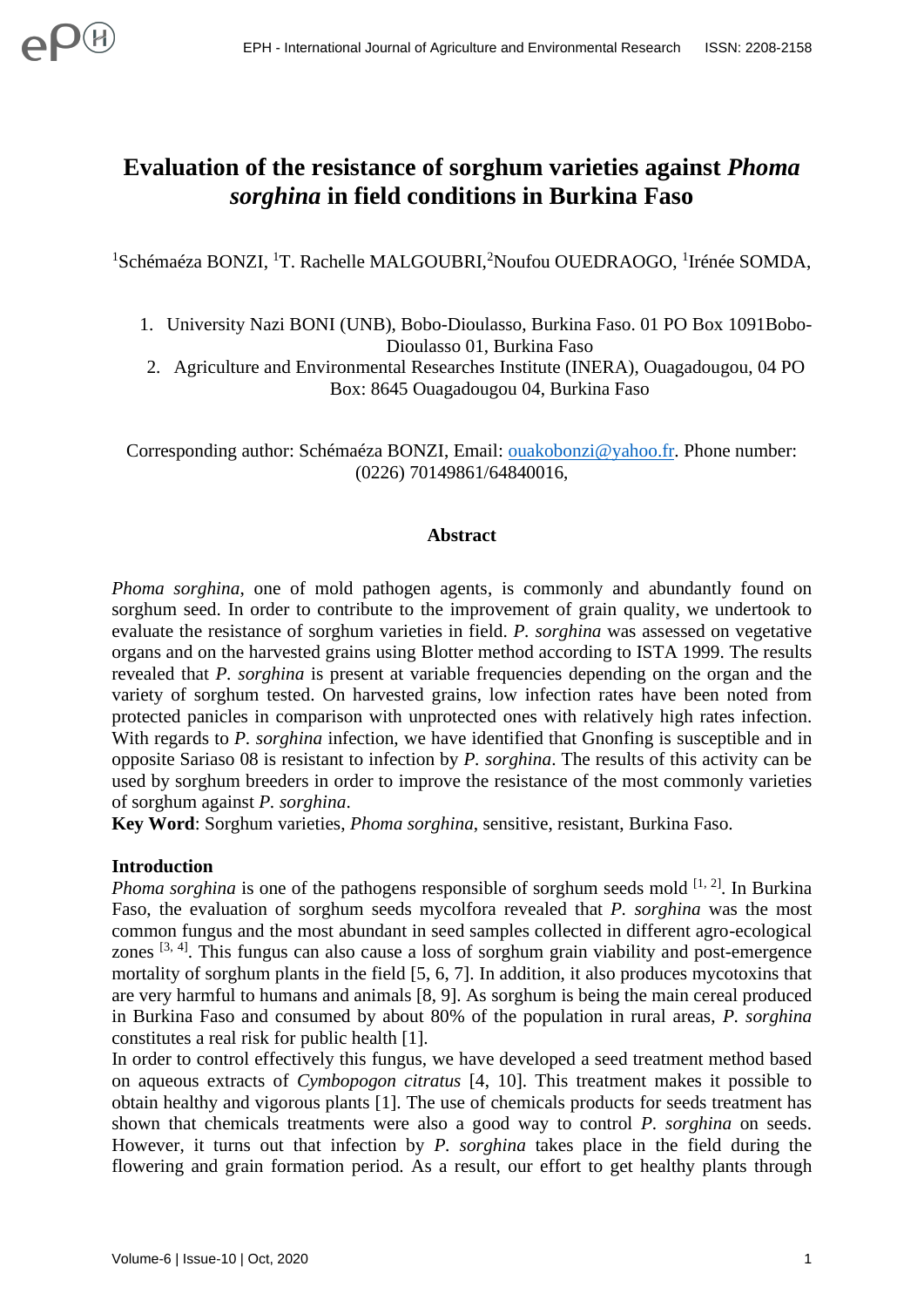# Evaluation of the resistance of sorghum varieties against *Phoma sorghina* in field conditions in Burkina Faso

[1]Schémaéza BONZI, [1]T. Rachelle MALGOUBRI,[2]Noufou OUEDRAOGO, [1]Irénée SOMDA,

1. University Nazi BONI (UNB), Bobo-Dioulasso, Burkina Faso. 01 PO Box 1091Bobo-Dioulasso 01, Burkina Faso
2. Agriculture and Environmental Researches Institute (INERA), Ouagadougou, 04 PO Box: 8645 Ouagadougou 04, Burkina Faso

Corresponding author: Schémaéza BONZI, Email: ouakobonzi@yahoo.fr. Phone number: (0226) 70149861/64840016,

## Abstract

*Phoma sorghina*, one of mold pathogen agents, is commonly and abundantly found on sorghum seed. In order to contribute to the improvement of grain quality, we undertook to evaluate the resistance of sorghum varieties in field. *P. sorghina* was assessed on vegetative organs and on the harvested grains using Blotter method according to ISTA 1999. The results revealed that *P. sorghina* is present at variable frequencies depending on the organ and the variety of sorghum tested. On harvested grains, low infection rates have been noted from protected panicles in comparison with unprotected ones with relatively high rates infection. With regards to *P. sorghina* infection, we have identified that Gnonfing is susceptible and in opposite Sariaso 08 is resistant to infection by *P. sorghina*. The results of this activity can be used by sorghum breeders in order to improve the resistance of the most commonly varieties of sorghum against *P. sorghina*.

**Key Word**: Sorghum varieties, *Phoma sorghina*, sensitive, resistant, Burkina Faso.

## Introduction

*Phoma sorghina* is one of the pathogens responsible of sorghum seeds mold [1, 2]. In Burkina Faso, the evaluation of sorghum seeds mycolfora revealed that *P. sorghina* was the most common fungus and the most abundant in seed samples collected in different agro-ecological zones [3, 4]. This fungus can also cause a loss of sorghum grain viability and post-emergence mortality of sorghum plants in the field [5, 6, 7]. In addition, it also produces mycotoxins that are very harmful to humans and animals [8, 9]. As sorghum is being the main cereal produced in Burkina Faso and consumed by about 80% of the population in rural areas, *P. sorghina* constitutes a real risk for public health [1].

In order to control effectively this fungus, we have developed a seed treatment method based on aqueous extracts of *Cymbopogon citratus* [4, 10]. This treatment makes it possible to obtain healthy and vigorous plants [1]. The use of chemicals products for seeds treatment has shown that chemicals treatments were also a good way to control *P. sorghina* on seeds. However, it turns out that infection by *P. sorghina* takes place in the field during the flowering and grain formation period. As a result, our effort to get healthy plants through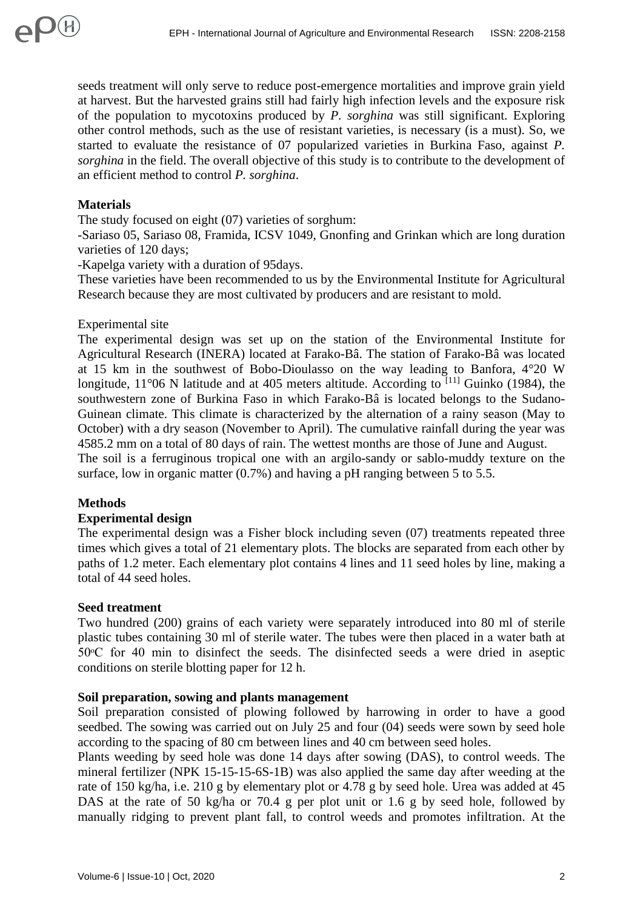seeds treatment will only serve to reduce post-emergence mortalities and improve grain yield at harvest. But the harvested grains still had fairly high infection levels and the exposure risk of the population to mycotoxins produced by *P. sorghina* was still significant. Exploring other control methods, such as the use of resistant varieties, is necessary (is a must). So, we started to evaluate the resistance of 07 popularized varieties in Burkina Faso, against *P. sorghina* in the field. The overall objective of this study is to contribute to the development of an efficient method to control *P. sorghina*.

**Materials**

The study focused on eight (07) varieties of sorghum:

-Sariaso 05, Sariaso 08, Framida, ICSV 1049, Gnonfing and Grinkan which are long duration varieties of 120 days;

-Kapelga variety with a duration of 95days.

These varieties have been recommended to us by the Environmental Institute for Agricultural Research because they are most cultivated by producers and are resistant to mold.

Experimental site

The experimental design was set up on the station of the Environmental Institute for Agricultural Research (INERA) located at Farako-Bâ. The station of Farako-Bâ was located at 15 km in the southwest of Bobo-Dioulasso on the way leading to Banfora, 4°20 W longitude, 11°06 N latitude and at 405 meters altitude. According to [11] Guinko (1984), the southwestern zone of Burkina Faso in which Farako-Bâ is located belongs to the Sudano-Guinean climate. This climate is characterized by the alternation of a rainy season (May to October) with a dry season (November to April). The cumulative rainfall during the year was 4585.2 mm on a total of 80 days of rain. The wettest months are those of June and August.

The soil is a ferruginous tropical one with an argilo-sandy or sablo-muddy texture on the surface, low in organic matter (0.7%) and having a pH ranging between 5 to 5.5.

**Methods**

**Experimental design**

The experimental design was a Fisher block including seven (07) treatments repeated three times which gives a total of 21 elementary plots. The blocks are separated from each other by paths of 1.2 meter. Each elementary plot contains 4 lines and 11 seed holes by line, making a total of 44 seed holes.

**Seed treatment**

Two hundred (200) grains of each variety were separately introduced into 80 ml of sterile plastic tubes containing 30 ml of sterile water. The tubes were then placed in a water bath at 50°C for 40 min to disinfect the seeds. The disinfected seeds a were dried in aseptic conditions on sterile blotting paper for 12 h.

**Soil preparation, sowing and plants management**

Soil preparation consisted of plowing followed by harrowing in order to have a good seedbed. The sowing was carried out on July 25 and four (04) seeds were sown by seed hole according to the spacing of 80 cm between lines and 40 cm between seed holes.

Plants weeding by seed hole was done 14 days after sowing (DAS), to control weeds. The mineral fertilizer (NPK 15-15-15-6S-1B) was also applied the same day after weeding at the rate of 150 kg/ha, i.e. 210 g by elementary plot or 4.78 g by seed hole. Urea was added at 45 DAS at the rate of 50 kg/ha or 70.4 g per plot unit or 1.6 g by seed hole, followed by manually ridging to prevent plant fall, to control weeds and promotes infiltration. At the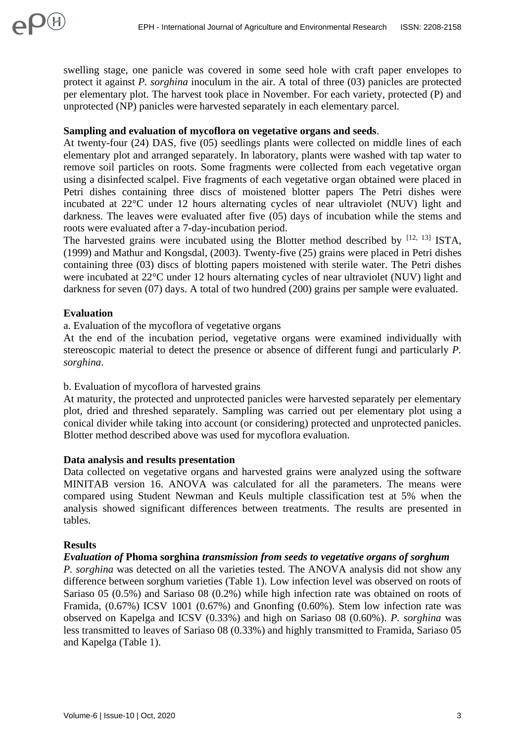swelling stage, one panicle was covered in some seed hole with craft paper envelopes to protect it against *P. sorghina* inoculum in the air. A total of three (03) panicles are protected per elementary plot. The harvest took place in November. For each variety, protected (P) and unprotected (NP) panicles were harvested separately in each elementary parcel.

**Sampling and evaluation of mycoflora on vegetative organs and seeds**.

At twenty-four (24) DAS, five (05) seedlings plants were collected on middle lines of each elementary plot and arranged separately. In laboratory, plants were washed with tap water to remove soil particles on roots. Some fragments were collected from each vegetative organ using a disinfected scalpel. Five fragments of each vegetative organ obtained were placed in Petri dishes containing three discs of moistened blotter papers The Petri dishes were incubated at 22°C under 12 hours alternating cycles of near ultraviolet (NUV) light and darkness. The leaves were evaluated after five (05) days of incubation while the stems and roots were evaluated after a 7-day-incubation period.

The harvested grains were incubated using the Blotter method described by [12, 13] ISTA, (1999) and Mathur and Kongsdal, (2003). Twenty-five (25) grains were placed in Petri dishes containing three (03) discs of blotting papers moistened with sterile water. The Petri dishes were incubated at 22°C under 12 hours alternating cycles of near ultraviolet (NUV) light and darkness for seven (07) days. A total of two hundred (200) grains per sample were evaluated.

**Evaluation**

a. Evaluation of the mycoflora of vegetative organs

At the end of the incubation period, vegetative organs were examined individually with stereoscopic material to detect the presence or absence of different fungi and particularly *P. sorghina*.

b. Evaluation of mycoflora of harvested grains

At maturity, the protected and unprotected panicles were harvested separately per elementary plot, dried and threshed separately. Sampling was carried out per elementary plot using a conical divider while taking into account (or considering) protected and unprotected panicles. Blotter method described above was used for mycoflora evaluation.

**Data analysis and results presentation**

Data collected on vegetative organs and harvested grains were analyzed using the software MINITAB version 16. ANOVA was calculated for all the parameters. The means were compared using Student Newman and Keuls multiple classification test at 5% when the analysis showed significant differences between treatments. The results are presented in tables.

**Results**

***Evaluation of* Phoma sorghina *transmission from seeds to vegetative organs of sorghum***

*P. sorghina* was detected on all the varieties tested. The ANOVA analysis did not show any difference between sorghum varieties (Table 1). Low infection level was observed on roots of Sariaso 05 (0.5%) and Sariaso 08 (0.2%) while high infection rate was obtained on roots of Framida, (0.67%) ICSV 1001 (0.67%) and Gnonfing (0.60%). Stem low infection rate was observed on Kapelga and ICSV (0.33%) and high on Sariaso 08 (0.60%). *P. sorghina* was less transmitted to leaves of Sariaso 08 (0.33%) and highly transmitted to Framida, Sariaso 05 and Kapelga (Table 1).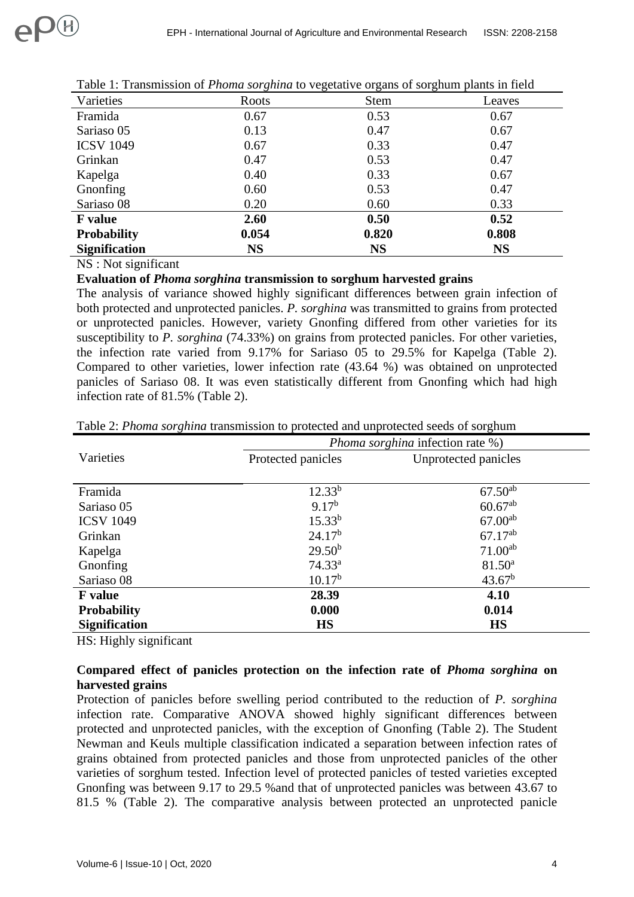Table 1: Transmission of *Phoma sorghina* to vegetative organs of sorghum plants in field

| Varieties | Roots | Stem | Leaves |
|---|---|---|---|
| Framida | 0.67 | 0.53 | 0.67 |
| Sariaso 05 | 0.13 | 0.47 | 0.67 |
| ICSV 1049 | 0.67 | 0.33 | 0.47 |
| Grinkan | 0.47 | 0.53 | 0.47 |
| Kapelga | 0.40 | 0.33 | 0.67 |
| Gnonfing | 0.60 | 0.53 | 0.47 |
| Sariaso 08 | 0.20 | 0.60 | 0.33 |
| **F value** | **2.60** | **0.50** | **0.52** |
| **Probability** | **0.054** | **0.820** | **0.808** |
| **Signification** | **NS** | **NS** | **NS** |

NS : Not significant

**Evaluation of *Phoma sorghina* transmission to sorghum harvested grains**

The analysis of variance showed highly significant differences between grain infection of both protected and unprotected panicles. *P. sorghina* was transmitted to grains from protected or unprotected panicles. However, variety Gnonfing differed from other varieties for its susceptibility to *P. sorghina* (74.33%) on grains from protected panicles. For other varieties, the infection rate varied from 9.17% for Sariaso 05 to 29.5% for Kapelga (Table 2). Compared to other varieties, lower infection rate (43.64 %) was obtained on unprotected panicles of Sariaso 08. It was even statistically different from Gnonfing which had high infection rate of 81.5% (Table 2).

Table 2: *Phoma sorghina* transmission to protected and unprotected seeds of sorghum

| Varieties | *Phoma sorghina* infection rate %) | |
|---|---|---|
| | Protected panicles | Unprotected panicles |
| Framida | $12.33^{b}$ | $67.50^{ab}$ |
| Sariaso 05 | $9.17^{b}$ | $60.67^{ab}$ |
| ICSV 1049 | $15.33^{b}$ | $67.00^{ab}$ |
| Grinkan | $24.17^{b}$ | $67.17^{ab}$ |
| Kapelga | $29.50^{b}$ | $71.00^{ab}$ |
| Gnonfing | $74.33^{a}$ | $81.50^{a}$ |
| Sariaso 08 | $10.17^{b}$ | $43.67^{b}$ |
| **F value** | **28.39** | **4.10** |
| **Probability** | **0.000** | **0.014** |
| **Signification** | **HS** | **HS** |

HS: Highly significant

**Compared effect of panicles protection on the infection rate of *Phoma sorghina* on harvested grains**

Protection of panicles before swelling period contributed to the reduction of *P. sorghina* infection rate. Comparative ANOVA showed highly significant differences between protected and unprotected panicles, with the exception of Gnonfing (Table 2). The Student Newman and Keuls multiple classification indicated a separation between infection rates of grains obtained from protected panicles and those from unprotected panicles of the other varieties of sorghum tested. Infection level of protected panicles of tested varieties excepted Gnonfing was between 9.17 to 29.5 %and that of unprotected panicles was between 43.67 to 81.5 % (Table 2). The comparative analysis between protected an unprotected panicle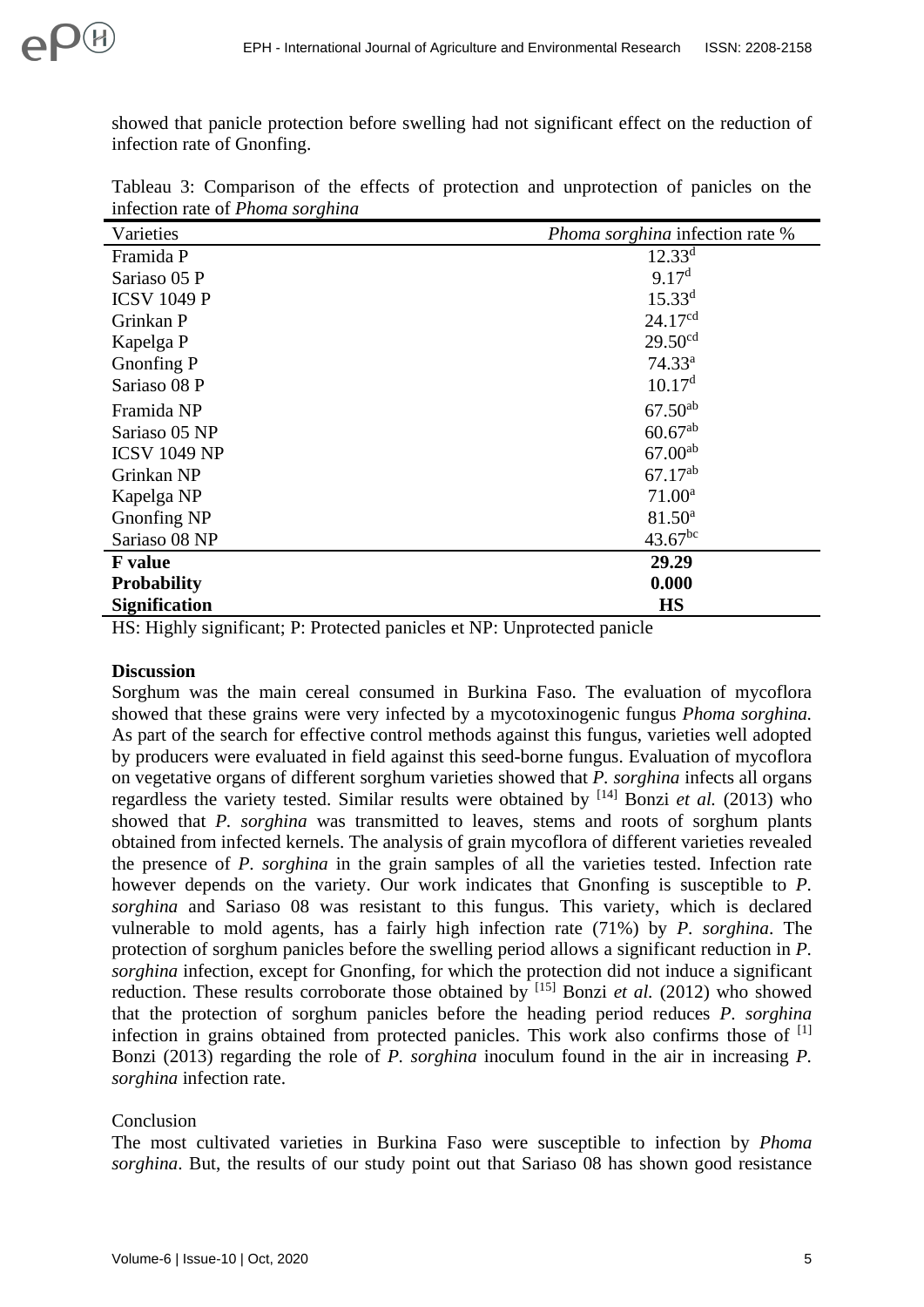showed that panicle protection before swelling had not significant effect on the reduction of infection rate of Gnonfing.

Tableau 3: Comparison of the effects of protection and unprotection of panicles on the infection rate of *Phoma sorghina*

| Varieties | *Phoma sorghina* infection rate % |
|---|---|
| Framida P | 12.33$^{d}$ |
| Sariaso 05 P | 9.17$^{d}$ |
| ICSV 1049 P | 15.33$^{d}$ |
| Grinkan P | 24.17$^{cd}$ |
| Kapelga P | 29.50$^{cd}$ |
| Gnonfing P | 74.33$^{a}$ |
| Sariaso 08 P | 10.17$^{d}$ |
| Framida NP | 67.50$^{ab}$ |
| Sariaso 05 NP | 60.67$^{ab}$ |
| ICSV 1049 NP | 67.00$^{ab}$ |
| Grinkan NP | 67.17$^{ab}$ |
| Kapelga NP | 71.00$^{a}$ |
| Gnonfing NP | 81.50$^{a}$ |
| Sariaso 08 NP | 43.67$^{bc}$ |
| **F value** | **29.29** |
| **Probability** | **0.000** |
| **Signification** | **HS** |

HS: Highly significant; P: Protected panicles et NP: Unprotected panicle

**Discussion**

Sorghum was the main cereal consumed in Burkina Faso. The evaluation of mycoflora showed that these grains were very infected by a mycotoxinogenic fungus *Phoma sorghina.* As part of the search for effective control methods against this fungus, varieties well adopted by producers were evaluated in field against this seed-borne fungus. Evaluation of mycoflora on vegetative organs of different sorghum varieties showed that *P. sorghina* infects all organs regardless the variety tested. Similar results were obtained by [14] Bonzi *et al.* (2013) who showed that *P. sorghina* was transmitted to leaves, stems and roots of sorghum plants obtained from infected kernels. The analysis of grain mycoflora of different varieties revealed the presence of *P. sorghina* in the grain samples of all the varieties tested. Infection rate however depends on the variety. Our work indicates that Gnonfing is susceptible to *P. sorghina* and Sariaso 08 was resistant to this fungus. This variety, which is declared vulnerable to mold agents, has a fairly high infection rate (71%) by *P. sorghina*. The protection of sorghum panicles before the swelling period allows a significant reduction in *P. sorghina* infection, except for Gnonfing, for which the protection did not induce a significant reduction. These results corroborate those obtained by [15] Bonzi *et al.* (2012) who showed that the protection of sorghum panicles before the heading period reduces *P. sorghina* infection in grains obtained from protected panicles. This work also confirms those of [1] Bonzi (2013) regarding the role of *P. sorghina* inoculum found in the air in increasing *P. sorghina* infection rate.

Conclusion

The most cultivated varieties in Burkina Faso were susceptible to infection by *Phoma sorghina*. But, the results of our study point out that Sariaso 08 has shown good resistance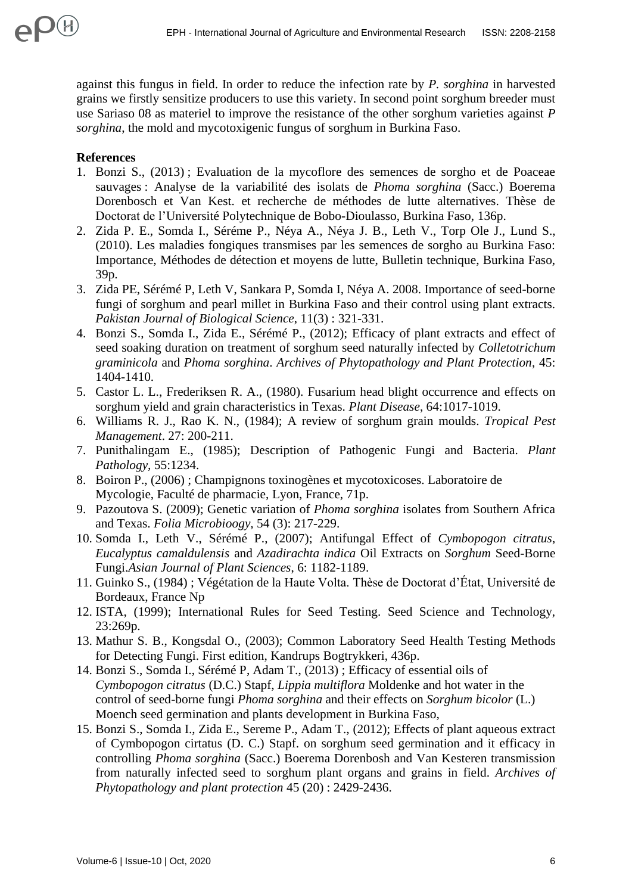against this fungus in field. In order to reduce the infection rate by *P. sorghina* in harvested grains we firstly sensitize producers to use this variety. In second point sorghum breeder must use Sariaso 08 as materiel to improve the resistance of the other sorghum varieties against *P sorghina*, the mold and mycotoxigenic fungus of sorghum in Burkina Faso.

**References**

1. Bonzi S., (2013) ; Evaluation de la mycoflore des semences de sorgho et de Poaceae sauvages : Analyse de la variabilité des isolats de *Phoma sorghina* (Sacc.) Boerema Dorenbosch et Van Kest. et recherche de méthodes de lutte alternatives. Thèse de Doctorat de l'Université Polytechnique de Bobo-Dioulasso, Burkina Faso, 136p.
2. Zida P. E., Somda I., Séréme P., Néya A., Néya J. B., Leth V., Torp Ole J., Lund S., (2010). Les maladies fongiques transmises par les semences de sorgho au Burkina Faso: Importance, Méthodes de détection et moyens de lutte, Bulletin technique, Burkina Faso, 39p.
3. Zida PE, Sérémé P, Leth V, Sankara P, Somda I, Néya A. 2008. Importance of seed-borne fungi of sorghum and pearl millet in Burkina Faso and their control using plant extracts. *Pakistan Journal of Biological Science*, 11(3) : 321-331.
4. Bonzi S., Somda I., Zida E., Sérémé P., (2012); Efficacy of plant extracts and effect of seed soaking duration on treatment of sorghum seed naturally infected by *Colletotrichum graminicola* and *Phoma sorghina*. *Archives of Phytopathology and Plant Protection*, 45: 1404-1410.
5. Castor L. L., Frederiksen R. A., (1980). Fusarium head blight occurrence and effects on sorghum yield and grain characteristics in Texas. *Plant Disease*, 64:1017-1019.
6. Williams R. J., Rao K. N., (1984); A review of sorghum grain moulds. *Tropical Pest Management*. 27: 200-211.
7. Punithalingam E., (1985); Description of Pathogenic Fungi and Bacteria. *Plant Pathology,* 55:1234.
8. Boiron P., (2006) ; Champignons toxinogènes et mycotoxicoses. Laboratoire de Mycologie, Faculté de pharmacie, Lyon, France, 71p.
9. Pazoutova S. (2009); Genetic variation of *Phoma sorghina* isolates from Southern Africa and Texas. *Folia Microbioogy,* 54 (3): 217-229.
10. Somda I., Leth V., Sérémé P., (2007); Antifungal Effect of *Cymbopogon citratus*, *Eucalyptus camaldulensis* and *Azadirachta indica* Oil Extracts on *Sorghum* Seed-Borne Fungi.*Asian Journal of Plant Sciences*, 6: 1182-1189.
11. Guinko S., (1984) ; Végétation de la Haute Volta. Thèse de Doctorat d'État, Université de Bordeaux, France Np
12. ISTA, (1999); International Rules for Seed Testing. Seed Science and Technology, 23:269p.
13. Mathur S. B., Kongsdal O., (2003); Common Laboratory Seed Health Testing Methods for Detecting Fungi. First edition, Kandrups Bogtrykkeri, 436p.
14. Bonzi S., Somda I., Sérémé P, Adam T., (2013) ; Efficacy of essential oils of *Cymbopogon citratus* (D.C.) Stapf, *Lippia multiflora* Moldenke and hot water in the control of seed-borne fungi *Phoma sorghina* and their effects on *Sorghum bicolor* (L.) Moench seed germination and plants development in Burkina Faso,
15. Bonzi S., Somda I., Zida E., Sereme P., Adam T., (2012); Effects of plant aqueous extract of Cymbopogon cirtatus (D. C.) Stapf. on sorghum seed germination and it efficacy in controlling *Phoma sorghina* (Sacc.) Boerema Dorenbosh and Van Kesteren transmission from naturally infected seed to sorghum plant organs and grains in field. *Archives of Phytopathology and plant protection* 45 (20) : 2429-2436.